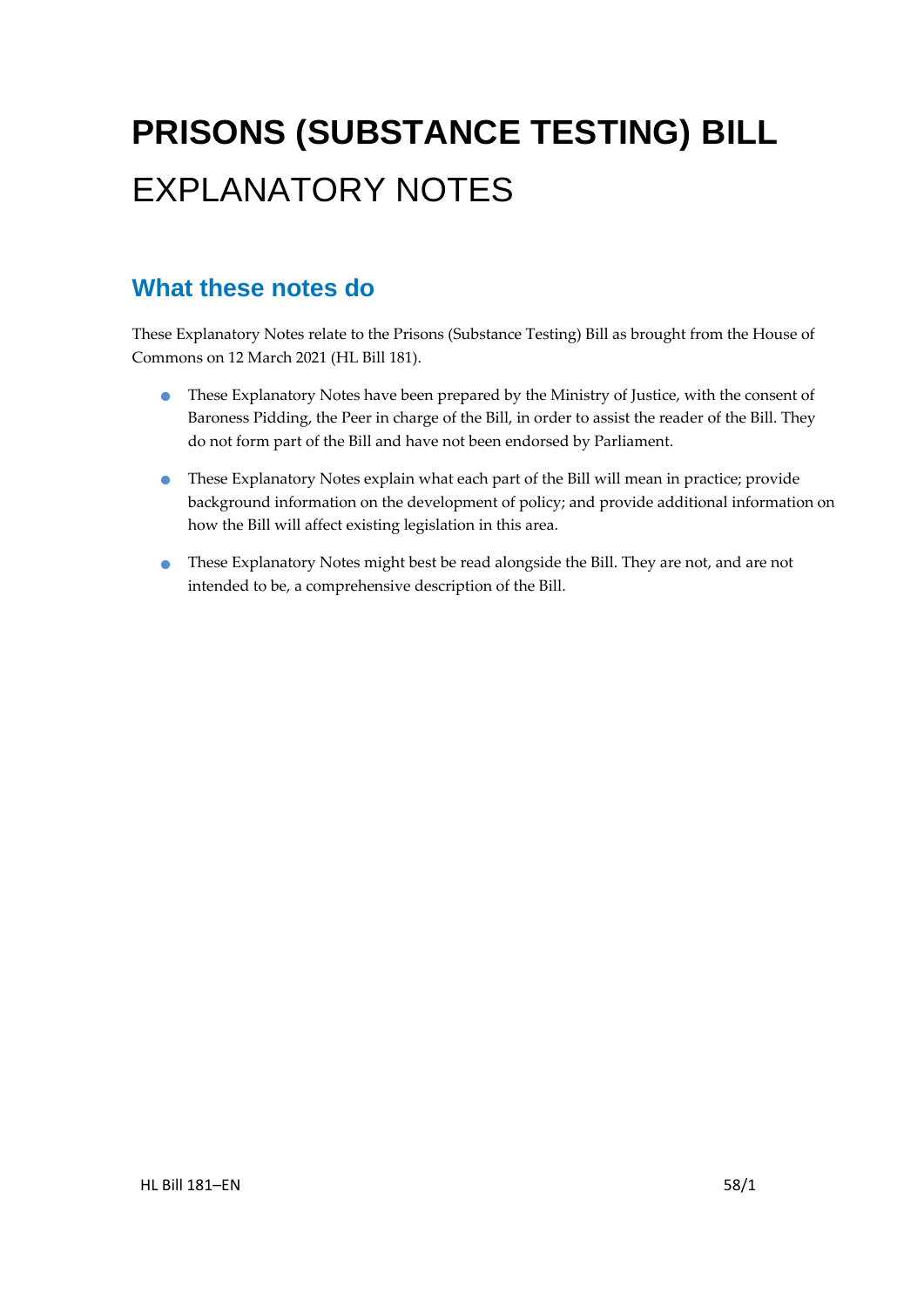# PRISONS (SUBSTANCE TESTING) BILL

# EXPLANATORY NOTES

## What these notes do

These Explanatory Notes relate to the Prisons (Substance Testing) Bill as brought from the House of Commons on 12 March 2021 (HL Bill 181).

- These Explanatory Notes have been prepared by the Ministry of Justice, with the consent of Baroness Pidding, the Peer in charge of the Bill, in order to assist the reader of the Bill. They do not form part of the Bill and have not been endorsed by Parliament.
- These Explanatory Notes explain what each part of the Bill will mean in practice; provide background information on the development of policy; and provide additional information on how the Bill will affect existing legislation in this area.
- These Explanatory Notes might best be read alongside the Bill. They are not, and are not intended to be, a comprehensive description of the Bill.

HL Bill 181–EN 58/1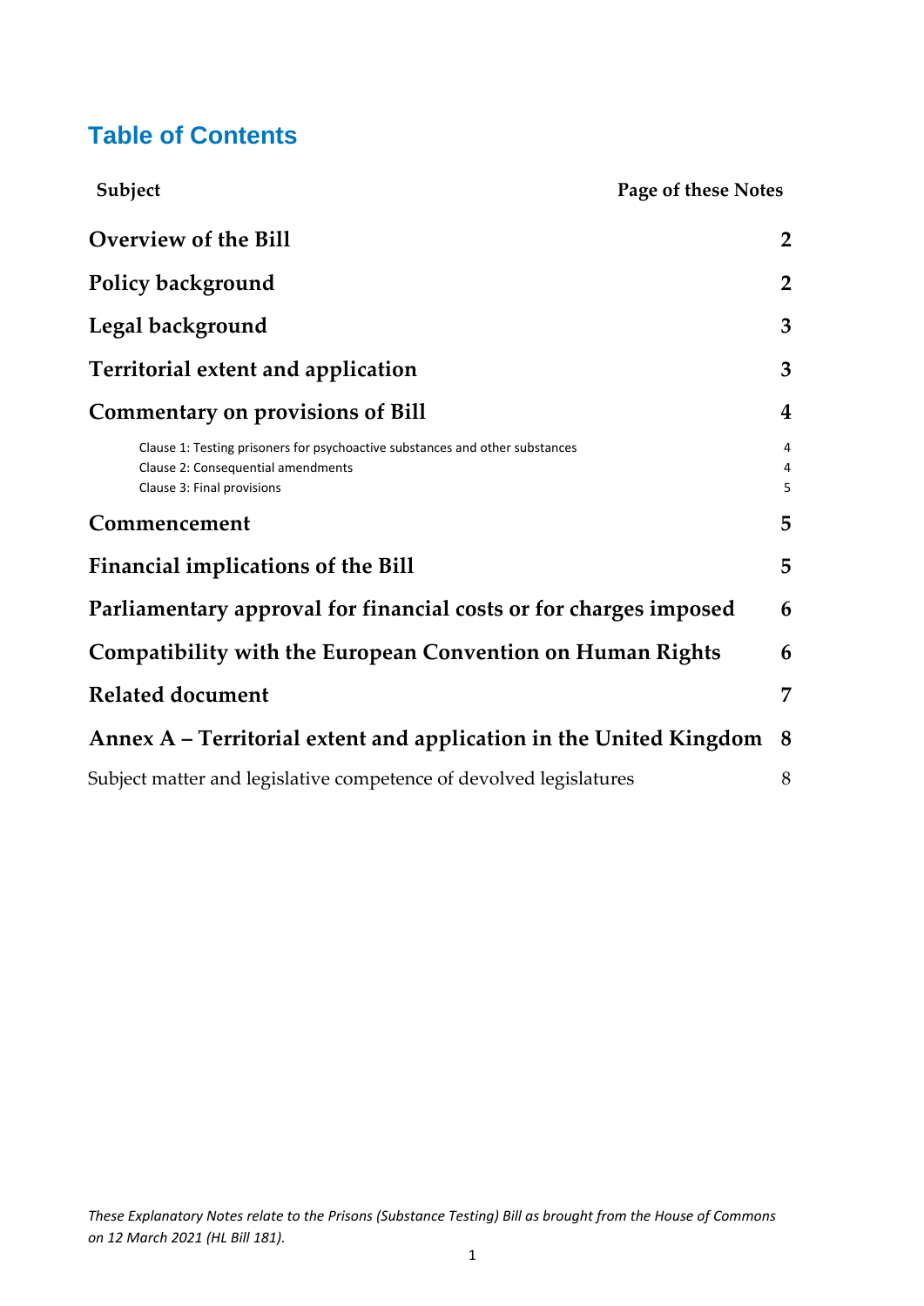# Table of Contents

| Subject | Page of these Notes |
|---|---|
| **Overview of the Bill** | **2** |
| **Policy background** | **2** |
| **Legal background** | **3** |
| **Territorial extent and application** | **3** |
| **Commentary on provisions of Bill** | **4** |
| Clause 1: Testing prisoners for psychoactive substances and other substances | 4 |
| Clause 2: Consequential amendments | 4 |
| Clause 3: Final provisions | 5 |
| **Commencement** | **5** |
| **Financial implications of the Bill** | **5** |
| **Parliamentary approval for financial costs or for charges imposed** | **6** |
| **Compatibility with the European Convention on Human Rights** | **6** |
| **Related document** | **7** |
| **Annex A – Territorial extent and application in the United Kingdom** | **8** |
| Subject matter and legislative competence of devolved legislatures | 8 |

*These Explanatory Notes relate to the Prisons (Substance Testing) Bill as brought from the House of Commons on 12 March 2021 (HL Bill 181).*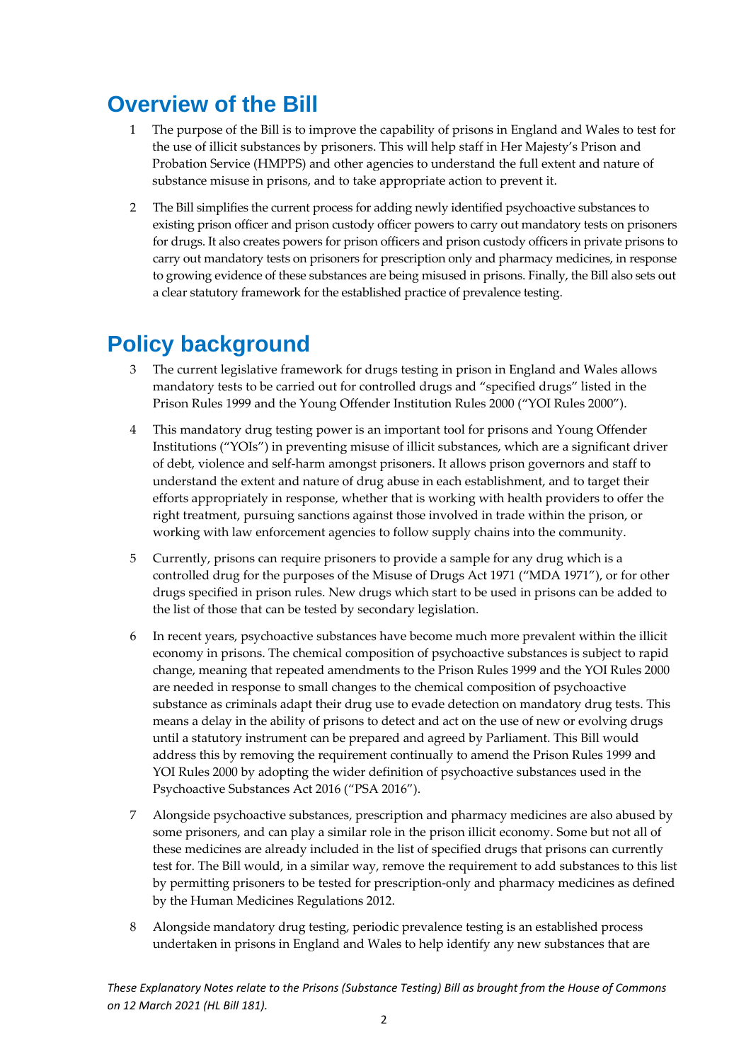## Overview of the Bill

1 The purpose of the Bill is to improve the capability of prisons in England and Wales to test for the use of illicit substances by prisoners. This will help staff in Her Majesty's Prison and Probation Service (HMPPS) and other agencies to understand the full extent and nature of substance misuse in prisons, and to take appropriate action to prevent it.

2 The Bill simplifies the current process for adding newly identified psychoactive substances to existing prison officer and prison custody officer powers to carry out mandatory tests on prisoners for drugs. It also creates powers for prison officers and prison custody officers in private prisons to carry out mandatory tests on prisoners for prescription only and pharmacy medicines, in response to growing evidence of these substances are being misused in prisons. Finally, the Bill also sets out a clear statutory framework for the established practice of prevalence testing.

## Policy background

3 The current legislative framework for drugs testing in prison in England and Wales allows mandatory tests to be carried out for controlled drugs and "specified drugs" listed in the Prison Rules 1999 and the Young Offender Institution Rules 2000 ("YOI Rules 2000").

4 This mandatory drug testing power is an important tool for prisons and Young Offender Institutions ("YOIs") in preventing misuse of illicit substances, which are a significant driver of debt, violence and self-harm amongst prisoners. It allows prison governors and staff to understand the extent and nature of drug abuse in each establishment, and to target their efforts appropriately in response, whether that is working with health providers to offer the right treatment, pursuing sanctions against those involved in trade within the prison, or working with law enforcement agencies to follow supply chains into the community.

5 Currently, prisons can require prisoners to provide a sample for any drug which is a controlled drug for the purposes of the Misuse of Drugs Act 1971 ("MDA 1971"), or for other drugs specified in prison rules. New drugs which start to be used in prisons can be added to the list of those that can be tested by secondary legislation.

6 In recent years, psychoactive substances have become much more prevalent within the illicit economy in prisons. The chemical composition of psychoactive substances is subject to rapid change, meaning that repeated amendments to the Prison Rules 1999 and the YOI Rules 2000 are needed in response to small changes to the chemical composition of psychoactive substance as criminals adapt their drug use to evade detection on mandatory drug tests. This means a delay in the ability of prisons to detect and act on the use of new or evolving drugs until a statutory instrument can be prepared and agreed by Parliament. This Bill would address this by removing the requirement continually to amend the Prison Rules 1999 and YOI Rules 2000 by adopting the wider definition of psychoactive substances used in the Psychoactive Substances Act 2016 ("PSA 2016").

7 Alongside psychoactive substances, prescription and pharmacy medicines are also abused by some prisoners, and can play a similar role in the prison illicit economy. Some but not all of these medicines are already included in the list of specified drugs that prisons can currently test for. The Bill would, in a similar way, remove the requirement to add substances to this list by permitting prisoners to be tested for prescription-only and pharmacy medicines as defined by the Human Medicines Regulations 2012.

8 Alongside mandatory drug testing, periodic prevalence testing is an established process undertaken in prisons in England and Wales to help identify any new substances that are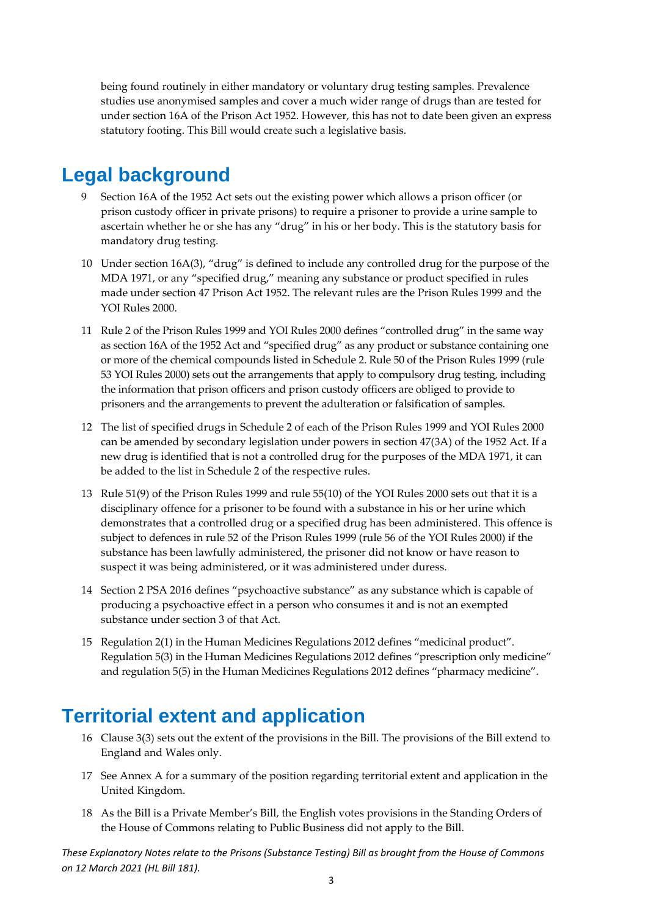being found routinely in either mandatory or voluntary drug testing samples. Prevalence studies use anonymised samples and cover a much wider range of drugs than are tested for under section 16A of the Prison Act 1952. However, this has not to date been given an express statutory footing. This Bill would create such a legislative basis.

## Legal background

9 Section 16A of the 1952 Act sets out the existing power which allows a prison officer (or prison custody officer in private prisons) to require a prisoner to provide a urine sample to ascertain whether he or she has any "drug" in his or her body. This is the statutory basis for mandatory drug testing.

10 Under section 16A(3), "drug" is defined to include any controlled drug for the purpose of the MDA 1971, or any "specified drug," meaning any substance or product specified in rules made under section 47 Prison Act 1952. The relevant rules are the Prison Rules 1999 and the YOI Rules 2000.

11 Rule 2 of the Prison Rules 1999 and YOI Rules 2000 defines "controlled drug" in the same way as section 16A of the 1952 Act and "specified drug" as any product or substance containing one or more of the chemical compounds listed in Schedule 2. Rule 50 of the Prison Rules 1999 (rule 53 YOI Rules 2000) sets out the arrangements that apply to compulsory drug testing, including the information that prison officers and prison custody officers are obliged to provide to prisoners and the arrangements to prevent the adulteration or falsification of samples.

12 The list of specified drugs in Schedule 2 of each of the Prison Rules 1999 and YOI Rules 2000 can be amended by secondary legislation under powers in section 47(3A) of the 1952 Act. If a new drug is identified that is not a controlled drug for the purposes of the MDA 1971, it can be added to the list in Schedule 2 of the respective rules.

13 Rule 51(9) of the Prison Rules 1999 and rule 55(10) of the YOI Rules 2000 sets out that it is a disciplinary offence for a prisoner to be found with a substance in his or her urine which demonstrates that a controlled drug or a specified drug has been administered. This offence is subject to defences in rule 52 of the Prison Rules 1999 (rule 56 of the YOI Rules 2000) if the substance has been lawfully administered, the prisoner did not know or have reason to suspect it was being administered, or it was administered under duress.

14 Section 2 PSA 2016 defines "psychoactive substance" as any substance which is capable of producing a psychoactive effect in a person who consumes it and is not an exempted substance under section 3 of that Act.

15 Regulation 2(1) in the Human Medicines Regulations 2012 defines "medicinal product". Regulation 5(3) in the Human Medicines Regulations 2012 defines "prescription only medicine" and regulation 5(5) in the Human Medicines Regulations 2012 defines "pharmacy medicine".

## Territorial extent and application

16 Clause 3(3) sets out the extent of the provisions in the Bill. The provisions of the Bill extend to England and Wales only.

17 See Annex A for a summary of the position regarding territorial extent and application in the United Kingdom.

18 As the Bill is a Private Member's Bill, the English votes provisions in the Standing Orders of the House of Commons relating to Public Business did not apply to the Bill.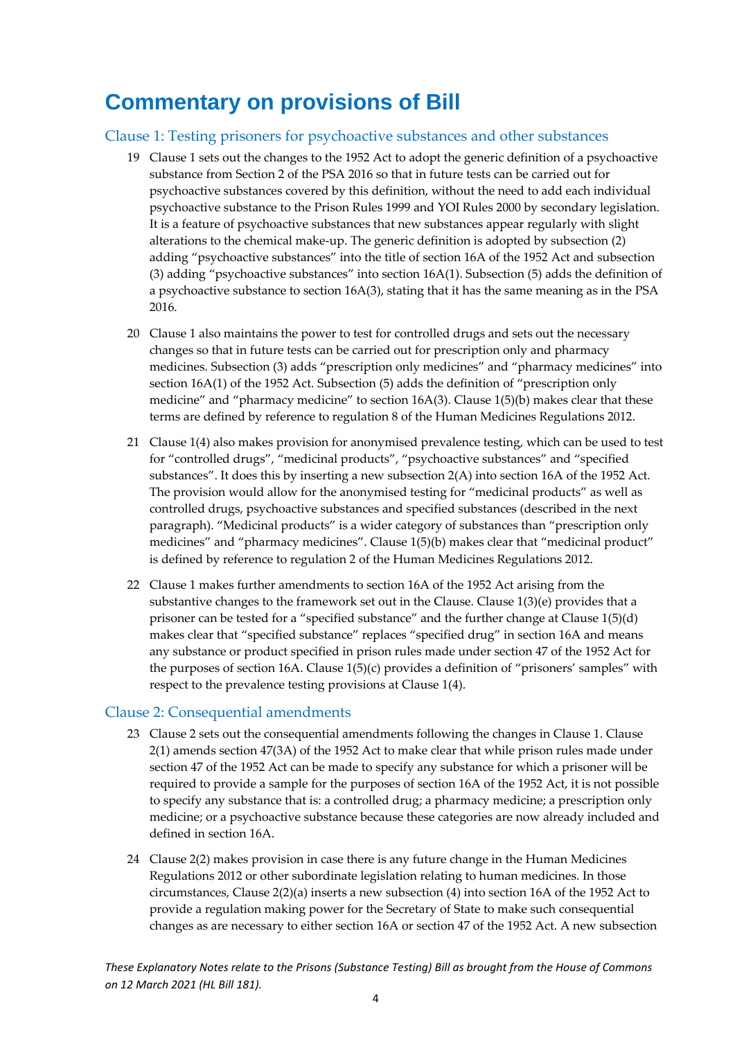# Commentary on provisions of Bill

## Clause 1: Testing prisoners for psychoactive substances and other substances

19 Clause 1 sets out the changes to the 1952 Act to adopt the generic definition of a psychoactive substance from Section 2 of the PSA 2016 so that in future tests can be carried out for psychoactive substances covered by this definition, without the need to add each individual psychoactive substance to the Prison Rules 1999 and YOI Rules 2000 by secondary legislation. It is a feature of psychoactive substances that new substances appear regularly with slight alterations to the chemical make-up. The generic definition is adopted by subsection (2) adding "psychoactive substances" into the title of section 16A of the 1952 Act and subsection (3) adding "psychoactive substances" into section 16A(1). Subsection (5) adds the definition of a psychoactive substance to section 16A(3), stating that it has the same meaning as in the PSA 2016.

20 Clause 1 also maintains the power to test for controlled drugs and sets out the necessary changes so that in future tests can be carried out for prescription only and pharmacy medicines. Subsection (3) adds "prescription only medicines" and "pharmacy medicines" into section 16A(1) of the 1952 Act. Subsection (5) adds the definition of "prescription only medicine" and "pharmacy medicine" to section 16A(3). Clause 1(5)(b) makes clear that these terms are defined by reference to regulation 8 of the Human Medicines Regulations 2012.

21 Clause 1(4) also makes provision for anonymised prevalence testing, which can be used to test for "controlled drugs", "medicinal products", "psychoactive substances" and "specified substances". It does this by inserting a new subsection 2(A) into section 16A of the 1952 Act. The provision would allow for the anonymised testing for "medicinal products" as well as controlled drugs, psychoactive substances and specified substances (described in the next paragraph). "Medicinal products" is a wider category of substances than "prescription only medicines" and "pharmacy medicines". Clause 1(5)(b) makes clear that "medicinal product" is defined by reference to regulation 2 of the Human Medicines Regulations 2012.

22 Clause 1 makes further amendments to section 16A of the 1952 Act arising from the substantive changes to the framework set out in the Clause. Clause 1(3)(e) provides that a prisoner can be tested for a "specified substance" and the further change at Clause 1(5)(d) makes clear that "specified substance" replaces "specified drug" in section 16A and means any substance or product specified in prison rules made under section 47 of the 1952 Act for the purposes of section 16A. Clause 1(5)(c) provides a definition of "prisoners' samples" with respect to the prevalence testing provisions at Clause 1(4).

## Clause 2: Consequential amendments

23 Clause 2 sets out the consequential amendments following the changes in Clause 1. Clause 2(1) amends section 47(3A) of the 1952 Act to make clear that while prison rules made under section 47 of the 1952 Act can be made to specify any substance for which a prisoner will be required to provide a sample for the purposes of section 16A of the 1952 Act, it is not possible to specify any substance that is: a controlled drug; a pharmacy medicine; a prescription only medicine; or a psychoactive substance because these categories are now already included and defined in section 16A.

24 Clause 2(2) makes provision in case there is any future change in the Human Medicines Regulations 2012 or other subordinate legislation relating to human medicines. In those circumstances, Clause 2(2)(a) inserts a new subsection (4) into section 16A of the 1952 Act to provide a regulation making power for the Secretary of State to make such consequential changes as are necessary to either section 16A or section 47 of the 1952 Act. A new subsection

*These Explanatory Notes relate to the Prisons (Substance Testing) Bill as brought from the House of Commons on 12 March 2021 (HL Bill 181).*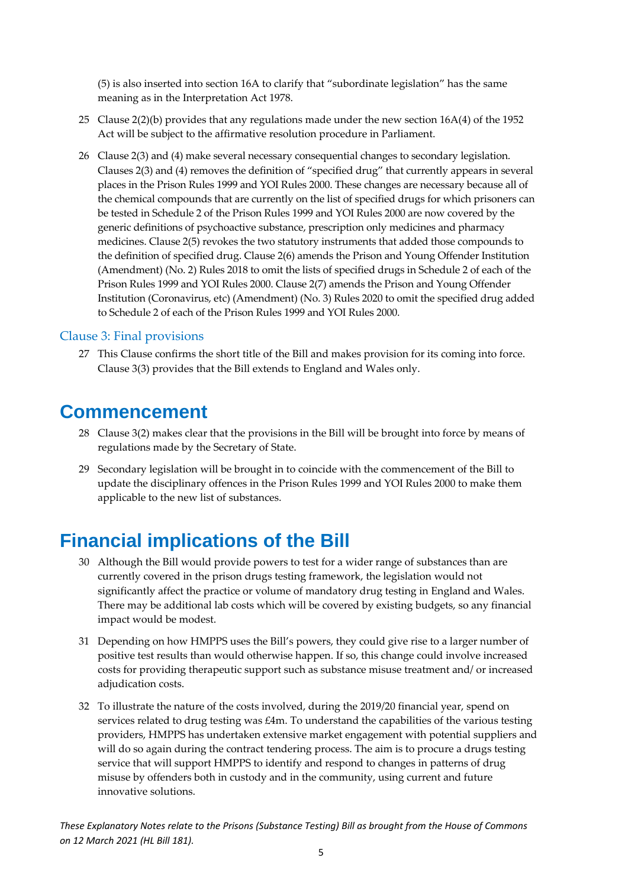(5) is also inserted into section 16A to clarify that "subordinate legislation" has the same meaning as in the Interpretation Act 1978.

25 Clause 2(2)(b) provides that any regulations made under the new section 16A(4) of the 1952 Act will be subject to the affirmative resolution procedure in Parliament.

26 Clause 2(3) and (4) make several necessary consequential changes to secondary legislation. Clauses 2(3) and (4) removes the definition of "specified drug" that currently appears in several places in the Prison Rules 1999 and YOI Rules 2000. These changes are necessary because all of the chemical compounds that are currently on the list of specified drugs for which prisoners can be tested in Schedule 2 of the Prison Rules 1999 and YOI Rules 2000 are now covered by the generic definitions of psychoactive substance, prescription only medicines and pharmacy medicines. Clause 2(5) revokes the two statutory instruments that added those compounds to the definition of specified drug. Clause 2(6) amends the Prison and Young Offender Institution (Amendment) (No. 2) Rules 2018 to omit the lists of specified drugs in Schedule 2 of each of the Prison Rules 1999 and YOI Rules 2000. Clause 2(7) amends the Prison and Young Offender Institution (Coronavirus, etc) (Amendment) (No. 3) Rules 2020 to omit the specified drug added to Schedule 2 of each of the Prison Rules 1999 and YOI Rules 2000.

### Clause 3: Final provisions

27 This Clause confirms the short title of the Bill and makes provision for its coming into force. Clause 3(3) provides that the Bill extends to England and Wales only.

## Commencement

28 Clause 3(2) makes clear that the provisions in the Bill will be brought into force by means of regulations made by the Secretary of State.

29 Secondary legislation will be brought in to coincide with the commencement of the Bill to update the disciplinary offences in the Prison Rules 1999 and YOI Rules 2000 to make them applicable to the new list of substances.

## Financial implications of the Bill

30 Although the Bill would provide powers to test for a wider range of substances than are currently covered in the prison drugs testing framework, the legislation would not significantly affect the practice or volume of mandatory drug testing in England and Wales. There may be additional lab costs which will be covered by existing budgets, so any financial impact would be modest.

31 Depending on how HMPPS uses the Bill's powers, they could give rise to a larger number of positive test results than would otherwise happen. If so, this change could involve increased costs for providing therapeutic support such as substance misuse treatment and/ or increased adjudication costs.

32 To illustrate the nature of the costs involved, during the 2019/20 financial year, spend on services related to drug testing was £4m. To understand the capabilities of the various testing providers, HMPPS has undertaken extensive market engagement with potential suppliers and will do so again during the contract tendering process. The aim is to procure a drugs testing service that will support HMPPS to identify and respond to changes in patterns of drug misuse by offenders both in custody and in the community, using current and future innovative solutions.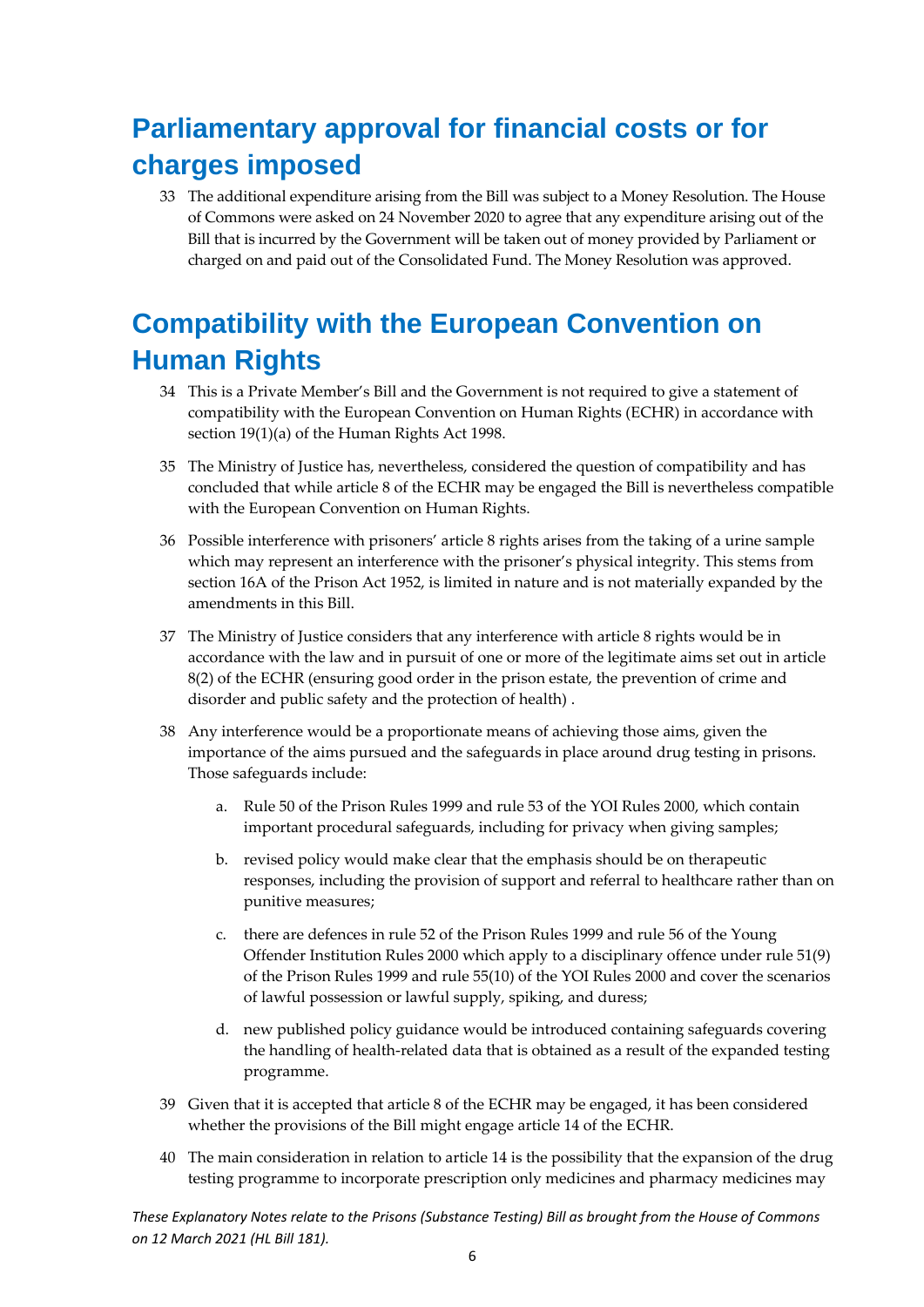## Parliamentary approval for financial costs or for charges imposed

33 The additional expenditure arising from the Bill was subject to a Money Resolution. The House of Commons were asked on 24 November 2020 to agree that any expenditure arising out of the Bill that is incurred by the Government will be taken out of money provided by Parliament or charged on and paid out of the Consolidated Fund. The Money Resolution was approved.

## Compatibility with the European Convention on Human Rights

34 This is a Private Member's Bill and the Government is not required to give a statement of compatibility with the European Convention on Human Rights (ECHR) in accordance with section 19(1)(a) of the Human Rights Act 1998.

35 The Ministry of Justice has, nevertheless, considered the question of compatibility and has concluded that while article 8 of the ECHR may be engaged the Bill is nevertheless compatible with the European Convention on Human Rights.

36 Possible interference with prisoners' article 8 rights arises from the taking of a urine sample which may represent an interference with the prisoner's physical integrity. This stems from section 16A of the Prison Act 1952, is limited in nature and is not materially expanded by the amendments in this Bill.

37 The Ministry of Justice considers that any interference with article 8 rights would be in accordance with the law and in pursuit of one or more of the legitimate aims set out in article 8(2) of the ECHR (ensuring good order in the prison estate, the prevention of crime and disorder and public safety and the protection of health) .

38 Any interference would be a proportionate means of achieving those aims, given the importance of the aims pursued and the safeguards in place around drug testing in prisons. Those safeguards include:

a. Rule 50 of the Prison Rules 1999 and rule 53 of the YOI Rules 2000, which contain important procedural safeguards, including for privacy when giving samples;

b. revised policy would make clear that the emphasis should be on therapeutic responses, including the provision of support and referral to healthcare rather than on punitive measures;

c. there are defences in rule 52 of the Prison Rules 1999 and rule 56 of the Young Offender Institution Rules 2000 which apply to a disciplinary offence under rule 51(9) of the Prison Rules 1999 and rule 55(10) of the YOI Rules 2000 and cover the scenarios of lawful possession or lawful supply, spiking, and duress;

d. new published policy guidance would be introduced containing safeguards covering the handling of health-related data that is obtained as a result of the expanded testing programme.

39 Given that it is accepted that article 8 of the ECHR may be engaged, it has been considered whether the provisions of the Bill might engage article 14 of the ECHR.

40 The main consideration in relation to article 14 is the possibility that the expansion of the drug testing programme to incorporate prescription only medicines and pharmacy medicines may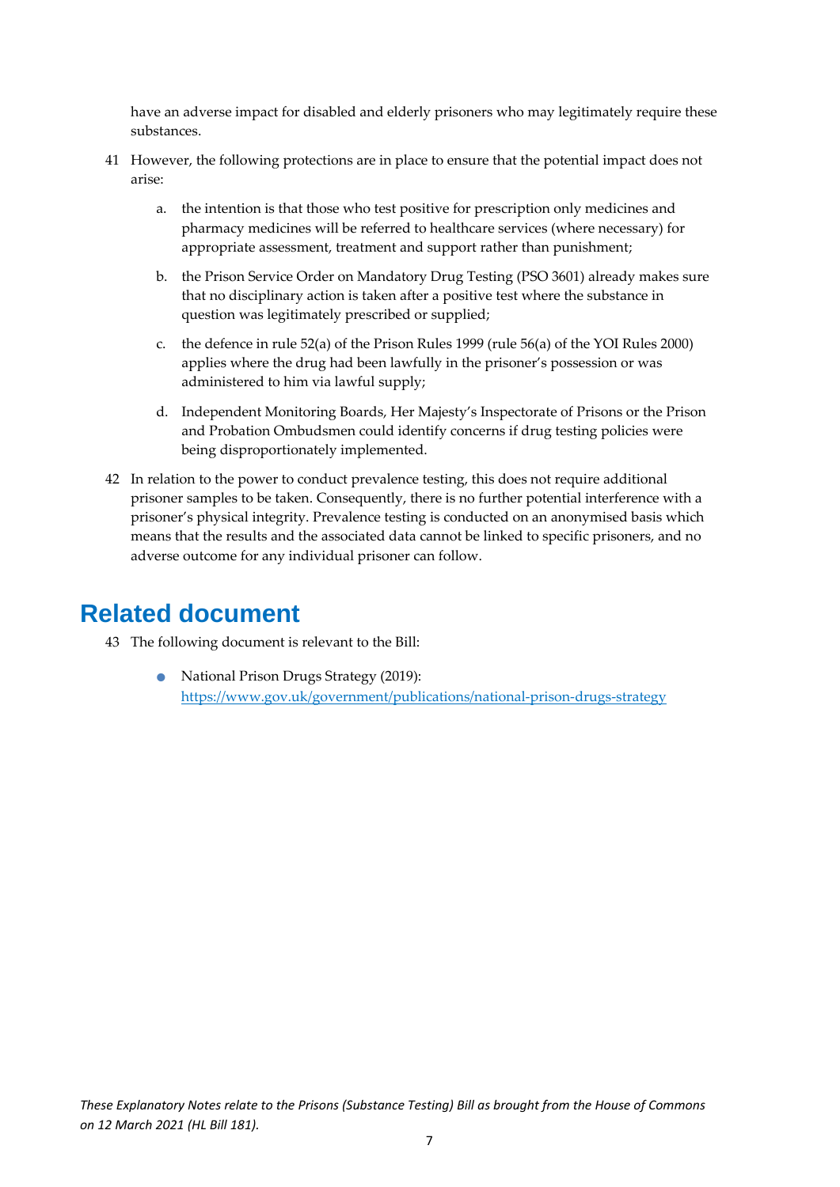have an adverse impact for disabled and elderly prisoners who may legitimately require these substances.

41 However, the following protections are in place to ensure that the potential impact does not arise:

  a. the intention is that those who test positive for prescription only medicines and pharmacy medicines will be referred to healthcare services (where necessary) for appropriate assessment, treatment and support rather than punishment;

  b. the Prison Service Order on Mandatory Drug Testing (PSO 3601) already makes sure that no disciplinary action is taken after a positive test where the substance in question was legitimately prescribed or supplied;

  c. the defence in rule 52(a) of the Prison Rules 1999 (rule 56(a) of the YOI Rules 2000) applies where the drug had been lawfully in the prisoner's possession or was administered to him via lawful supply;

  d. Independent Monitoring Boards, Her Majesty's Inspectorate of Prisons or the Prison and Probation Ombudsmen could identify concerns if drug testing policies were being disproportionately implemented.

42 In relation to the power to conduct prevalence testing, this does not require additional prisoner samples to be taken. Consequently, there is no further potential interference with a prisoner's physical integrity. Prevalence testing is conducted on an anonymised basis which means that the results and the associated data cannot be linked to specific prisoners, and no adverse outcome for any individual prisoner can follow.

# Related document

43 The following document is relevant to the Bill:

- National Prison Drugs Strategy (2019): https://www.gov.uk/government/publications/national-prison-drugs-strategy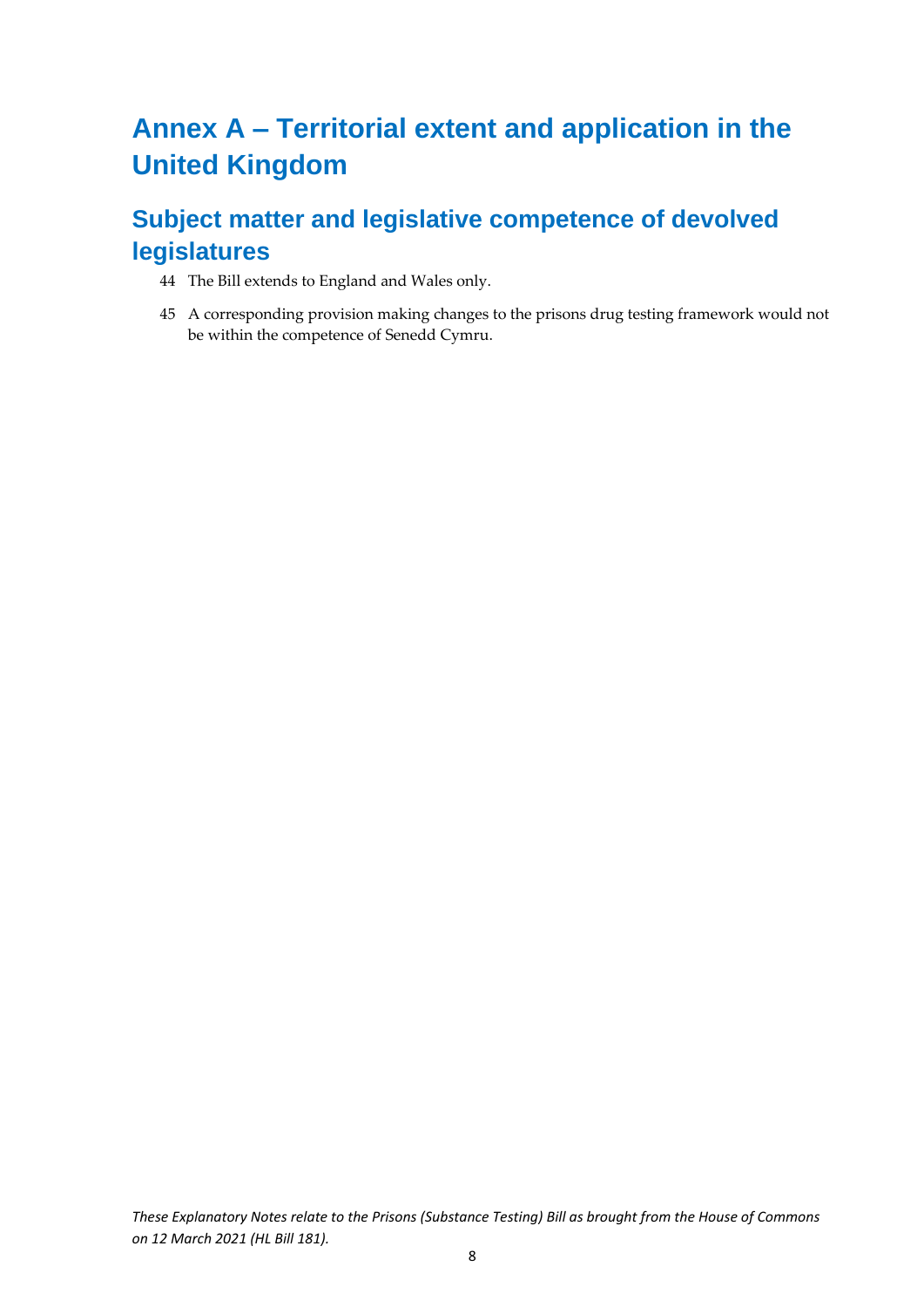# Annex A – Territorial extent and application in the United Kingdom

## Subject matter and legislative competence of devolved legislatures

44 The Bill extends to England and Wales only.

45 A corresponding provision making changes to the prisons drug testing framework would not be within the competence of Senedd Cymru.

*These Explanatory Notes relate to the Prisons (Substance Testing) Bill as brought from the House of Commons on 12 March 2021 (HL Bill 181).*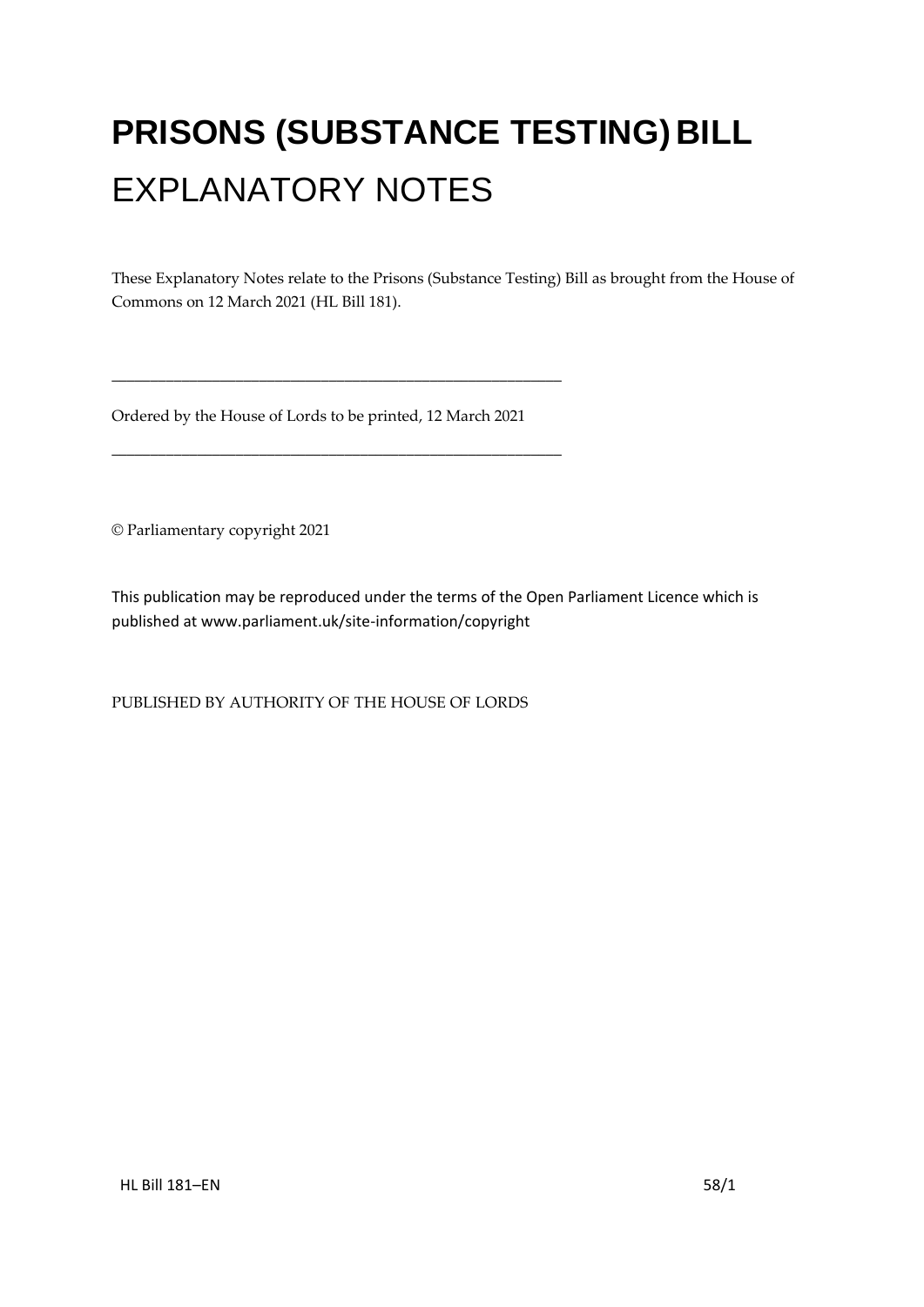# PRISONS (SUBSTANCE TESTING) BILL

# EXPLANATORY NOTES

These Explanatory Notes relate to the Prisons (Substance Testing) Bill as brought from the House of Commons on 12 March 2021 (HL Bill 181).

---

Ordered by the House of Lords to be printed, 12 March 2021

---

© Parliamentary copyright 2021

This publication may be reproduced under the terms of the Open Parliament Licence which is published at www.parliament.uk/site-information/copyright

PUBLISHED BY AUTHORITY OF THE HOUSE OF LORDS

HL Bill 181–EN 58/1